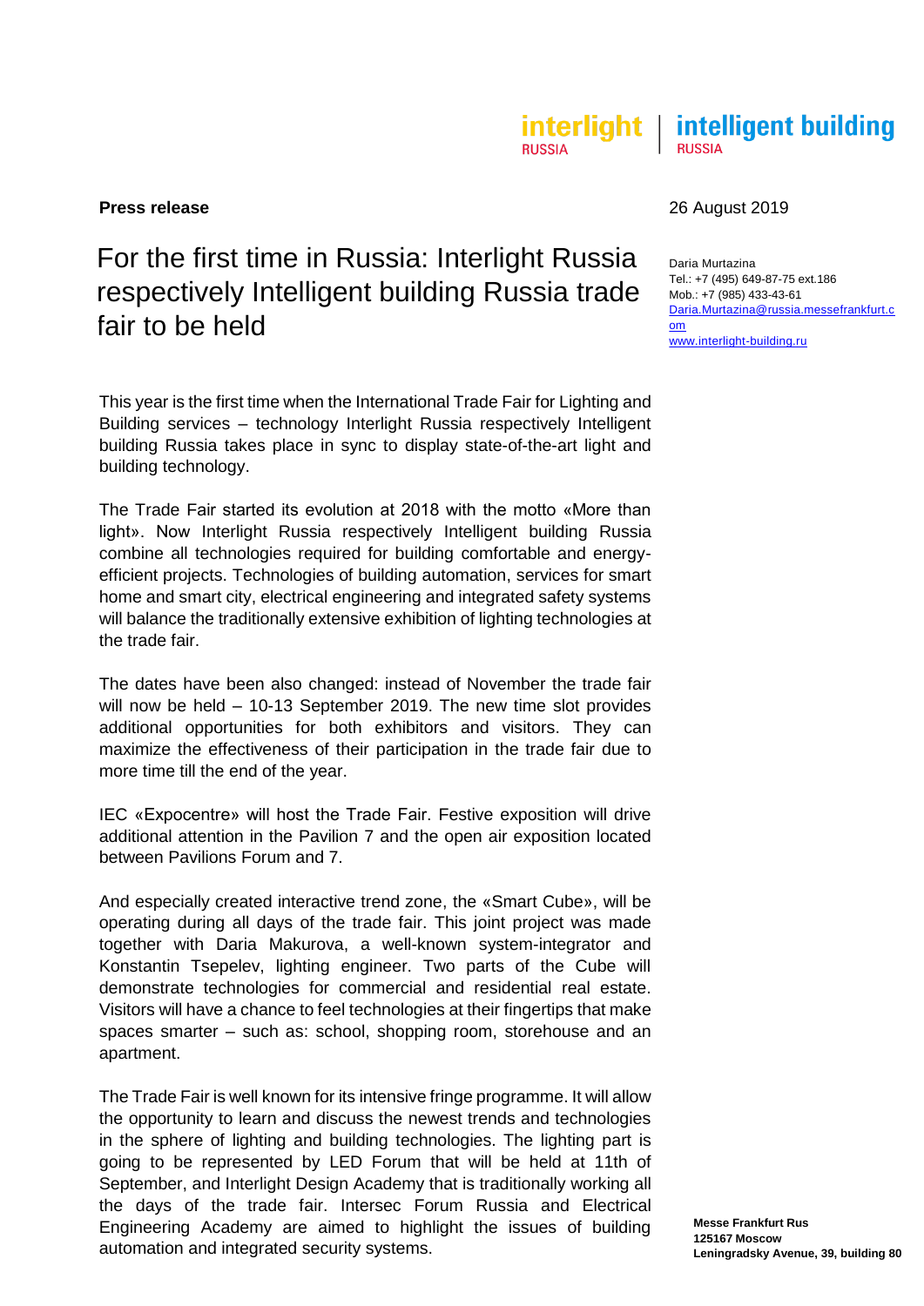interlight RUSSIA | intelligent building RUSSIA

**Press release**

26 August 2019

# For the first time in Russia: Interlight Russia respectively Intelligent building Russia trade fair to be held

Daria Murtazina
Tel.: +7 (495) 649-87-75 ext.186
Mob.: +7 (985) 433-43-61
Daria.Murtazina@russia.messefrankfurt.com
www.interlight-building.ru

This year is the first time when the International Trade Fair for Lighting and Building services – technology Interlight Russia respectively Intelligent building Russia takes place in sync to display state-of-the-art light and building technology.

The Trade Fair started its evolution at 2018 with the motto «More than light». Now Interlight Russia respectively Intelligent building Russia combine all technologies required for building comfortable and energy-efficient projects. Technologies of building automation, services for smart home and smart city, electrical engineering and integrated safety systems will balance the traditionally extensive exhibition of lighting technologies at the trade fair.

The dates have been also changed: instead of November the trade fair will now be held – 10-13 September 2019. The new time slot provides additional opportunities for both exhibitors and visitors. They can maximize the effectiveness of their participation in the trade fair due to more time till the end of the year.

IEC «Expocentre» will host the Trade Fair. Festive exposition will drive additional attention in the Pavilion 7 and the open air exposition located between Pavilions Forum and 7.

And especially created interactive trend zone, the «Smart Cube», will be operating during all days of the trade fair. This joint project was made together with Daria Makurova, a well-known system-integrator and Konstantin Tsepelev, lighting engineer. Two parts of the Cube will demonstrate technologies for commercial and residential real estate. Visitors will have a chance to feel technologies at their fingertips that make spaces smarter – such as: school, shopping room, storehouse and an apartment.

The Trade Fair is well known for its intensive fringe programme. It will allow the opportunity to learn and discuss the newest trends and technologies in the sphere of lighting and building technologies. The lighting part is going to be represented by LED Forum that will be held at 11th of September, and Interlight Design Academy that is traditionally working all the days of the trade fair. Intersec Forum Russia and Electrical Engineering Academy are aimed to highlight the issues of building automation and integrated security systems.

**Messe Frankfurt Rus**
**125167 Moscow**
**Leningradsky Avenue, 39, building 80**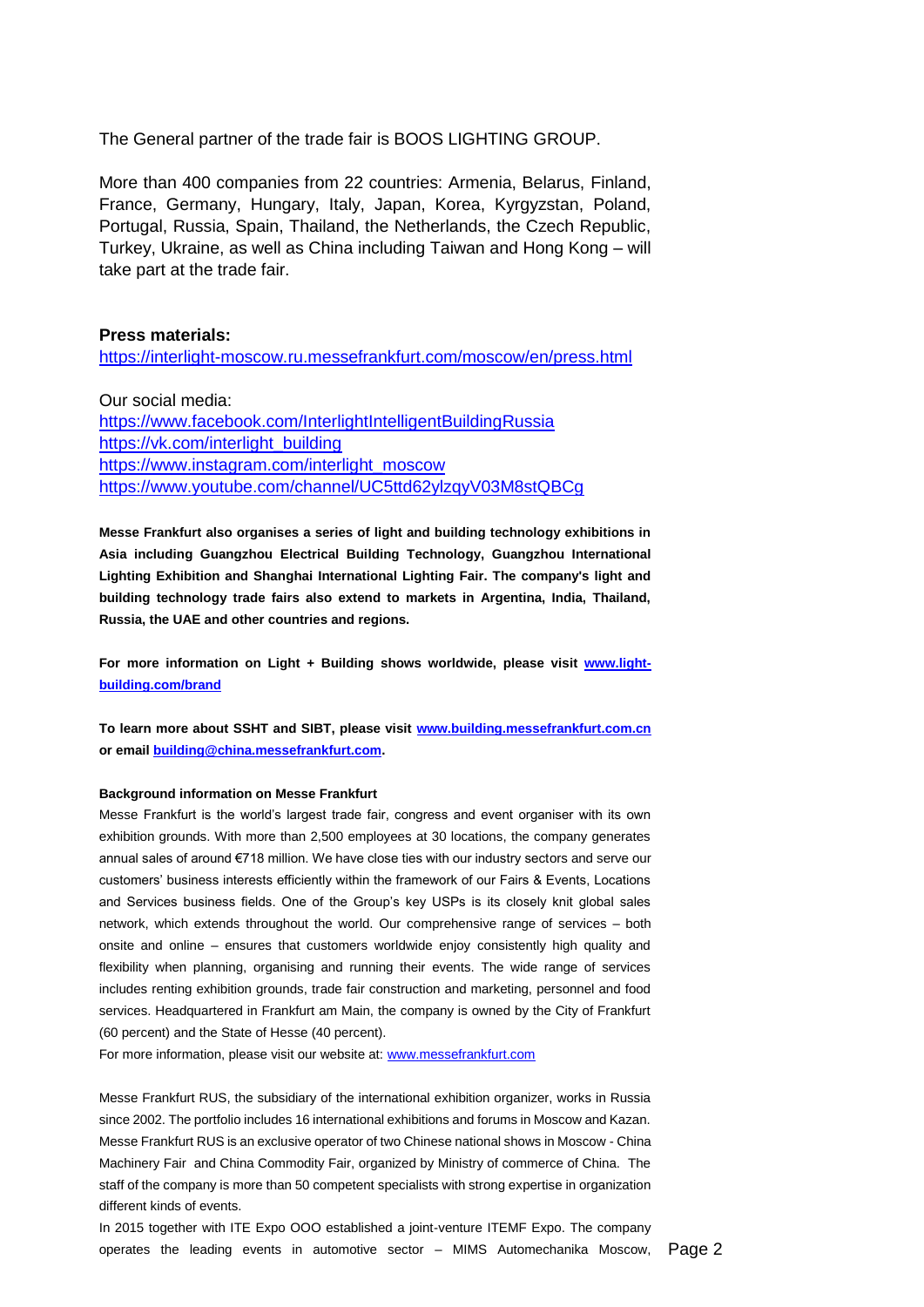The General partner of the trade fair is BOOS LIGHTING GROUP.

More than 400 companies from 22 countries: Armenia, Belarus, Finland, France, Germany, Hungary, Italy, Japan, Korea, Kyrgyzstan, Poland, Portugal, Russia, Spain, Thailand, the Netherlands, the Czech Republic, Turkey, Ukraine, as well as China including Taiwan and Hong Kong – will take part at the trade fair.

**Press materials:**
https://interlight-moscow.ru.messefrankfurt.com/moscow/en/press.html

Our social media:
https://www.facebook.com/InterlightIntelligentBuildingRussia
https://vk.com/interlight_building
https://www.instagram.com/interlight_moscow
https://www.youtube.com/channel/UC5ttd62ylzqyV03M8stQBCg

**Messe Frankfurt also organises a series of light and building technology exhibitions in Asia including Guangzhou Electrical Building Technology, Guangzhou International Lighting Exhibition and Shanghai International Lighting Fair. The company's light and building technology trade fairs also extend to markets in Argentina, India, Thailand, Russia, the UAE and other countries and regions.**

**For more information on Light + Building shows worldwide, please visit www.light-building.com/brand**

**To learn more about SSHT and SIBT, please visit www.building.messefrankfurt.com.cn or email building@china.messefrankfurt.com.**

**Background information on Messe Frankfurt**

Messe Frankfurt is the world's largest trade fair, congress and event organiser with its own exhibition grounds. With more than 2,500 employees at 30 locations, the company generates annual sales of around €718 million. We have close ties with our industry sectors and serve our customers' business interests efficiently within the framework of our Fairs & Events, Locations and Services business fields. One of the Group's key USPs is its closely knit global sales network, which extends throughout the world. Our comprehensive range of services – both onsite and online – ensures that customers worldwide enjoy consistently high quality and flexibility when planning, organising and running their events. The wide range of services includes renting exhibition grounds, trade fair construction and marketing, personnel and food services. Headquartered in Frankfurt am Main, the company is owned by the City of Frankfurt (60 percent) and the State of Hesse (40 percent).

For more information, please visit our website at: www.messefrankfurt.com

Messe Frankfurt RUS, the subsidiary of the international exhibition organizer, works in Russia since 2002. The portfolio includes 16 international exhibitions and forums in Moscow and Kazan. Messe Frankfurt RUS is an exclusive operator of two Chinese national shows in Moscow - China Machinery Fair and China Commodity Fair, organized by Ministry of commerce of China. The staff of the company is more than 50 competent specialists with strong expertise in organization different kinds of events.

In 2015 together with ITE Expo OOO established a joint-venture ITEMF Expo. The company operates the leading events in automotive sector – MIMS Automechanika Moscow,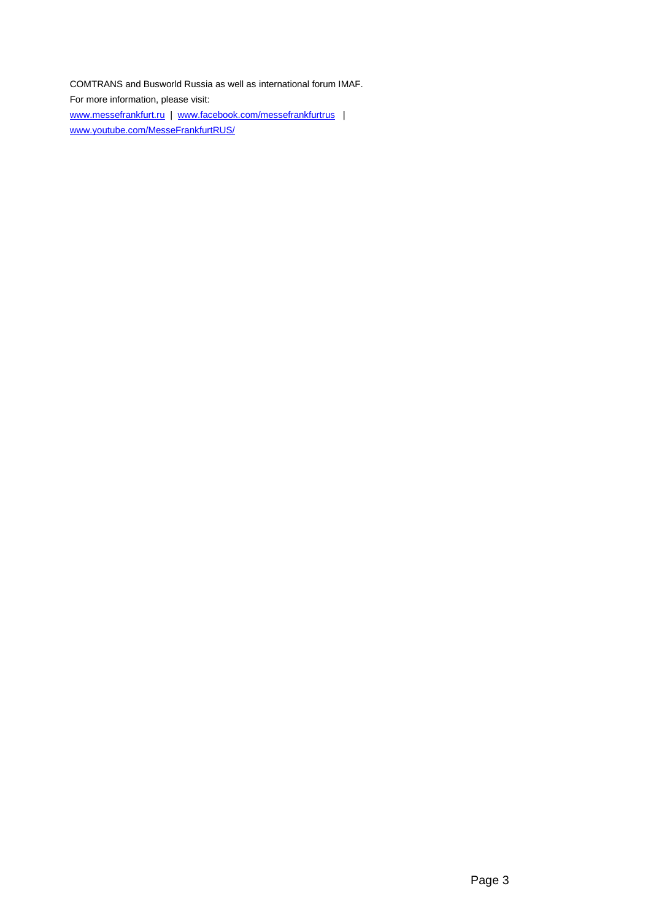COMTRANS and Busworld Russia as well as international forum IMAF.

For more information, please visit:

www.messefrankfurt.ru | www.facebook.com/messefrankfurtrus | www.youtube.com/MesseFrankfurtRUS/